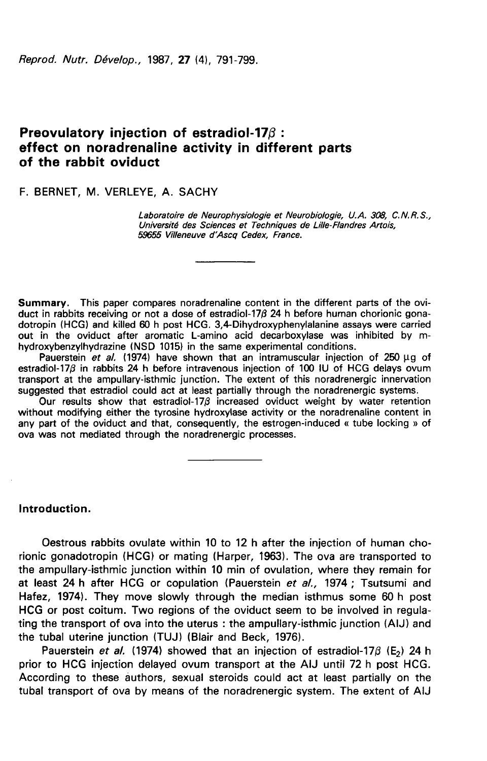Reprod. Nutr. Dévelop., 1987, 27 (4), 791-799.

# Preovulatory injection of estradiol-17$\beta$ : effect on noradrenaline activity in different parts of the rabbit oviduct

F. BERNET, M. VERLEYE, A. SACHY

*Laboratoire de Neurophysiologie et Neurobiologie, U.A. 308, C.N.R.S., Université des Sciences et Techniques de Lille-Flandres Artois, 59655 Villeneuve d'Ascq Cedex, France.*

**Summary.** This paper compares noradrenaline content in the different parts of the oviduct in rabbits receiving or not a dose of estradiol-17$\beta$ 24 h before human chorionic gonadotropin (HCG) and killed 60 h post HCG. 3,4-Dihydroxyphenylalanine assays were carried out in the oviduct after aromatic L-amino acid decarboxylase was inhibited by m-hydroxybenzylhydrazine (NSD 1015) in the same experimental conditions.

Pauerstein *et al.* (1974) have shown that an intramuscular injection of 250 µg of estradiol-17$\beta$ in rabbits 24 h before intravenous injection of 100 IU of HCG delays ovum transport at the ampullary-isthmic junction. The extent of this noradrenergic innervation suggested that estradiol could act at least partially through the noradrenergic systems.

Our results show that estradiol-17$\beta$ increased oviduct weight by water retention without modifying either the tyrosine hydroxylase activity or the noradrenaline content in any part of the oviduct and that, consequently, the estrogen-induced « tube locking » of ova was not mediated through the noradrenergic processes.

## Introduction.

Oestrous rabbits ovulate within 10 to 12 h after the injection of human chorionic gonadotropin (HCG) or mating (Harper, 1963). The ova are transported to the ampullary-isthmic junction within 10 min of ovulation, where they remain for at least 24 h after HCG or copulation (Pauerstein *et al.*, 1974 ; Tsutsumi and Hafez, 1974). They move slowly through the median isthmus some 60 h post HCG or post coitum. Two regions of the oviduct seem to be involved in regulating the transport of ova into the uterus : the ampullary-isthmic junction (AIJ) and the tubal uterine junction (TUJ) (Blair and Beck, 1976).

Pauerstein *et al.* (1974) showed that an injection of estradiol-17$\beta$ ($E_2$) 24 h prior to HCG injection delayed ovum transport at the AIJ until 72 h post HCG. According to these authors, sexual steroids could act at least partially on the tubal transport of ova by means of the noradrenergic system. The extent of AIJ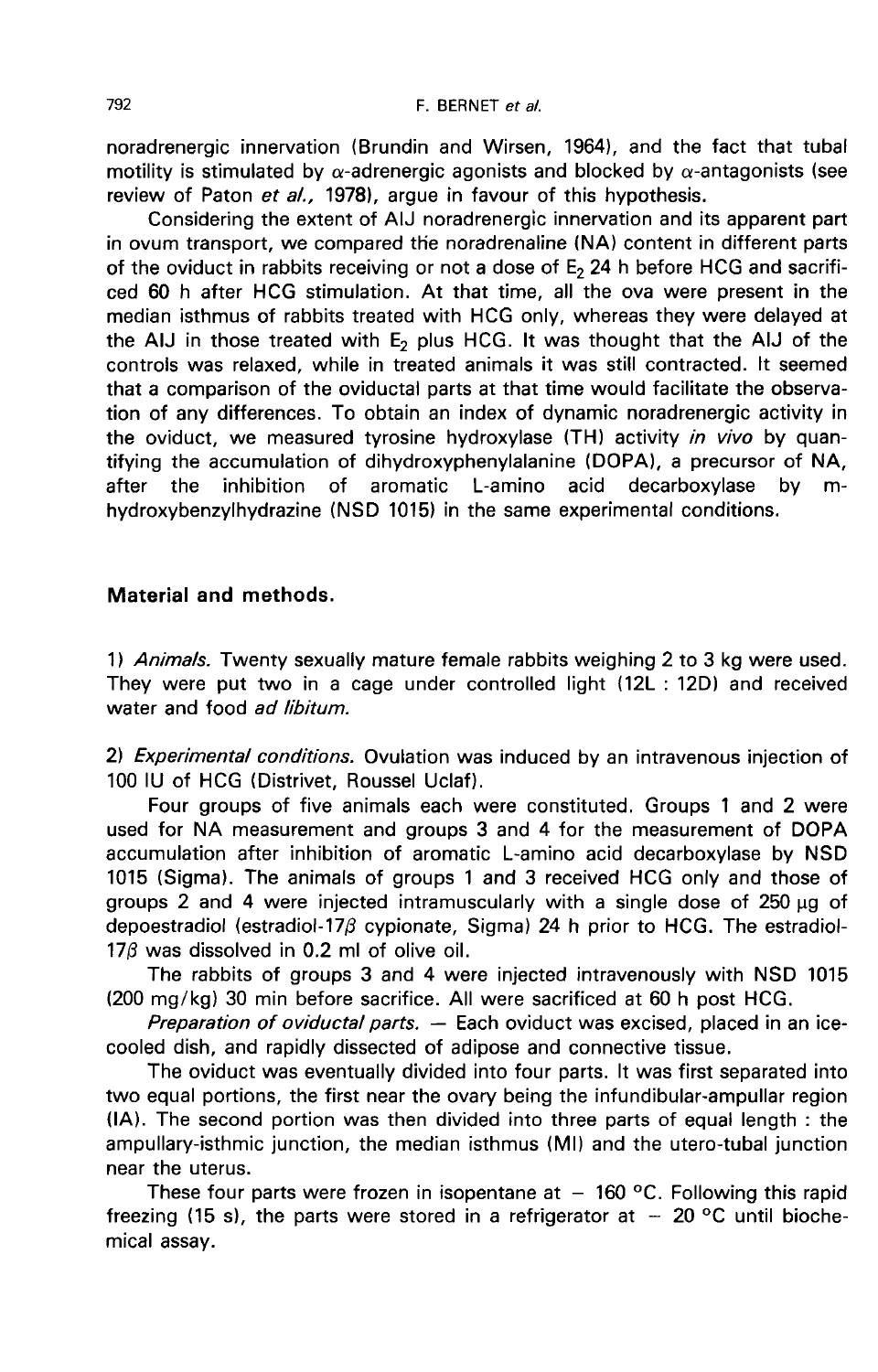noradrenergic innervation (Brundin and Wirsen, 1964), and the fact that tubal motility is stimulated by $\alpha$-adrenergic agonists and blocked by $\alpha$-antagonists (see review of Paton *et al.*, 1978), argue in favour of this hypothesis.

Considering the extent of AIJ noradrenergic innervation and its apparent part in ovum transport, we compared the noradrenaline (NA) content in different parts of the oviduct in rabbits receiving or not a dose of $E_2$ 24 h before HCG and sacrificed 60 h after HCG stimulation. At that time, all the ova were present in the median isthmus of rabbits treated with HCG only, whereas they were delayed at the AIJ in those treated with $E_2$ plus HCG. It was thought that the AIJ of the controls was relaxed, while in treated animals it was still contracted. It seemed that a comparison of the oviductal parts at that time would facilitate the observation of any differences. To obtain an index of dynamic noradrenergic activity in the oviduct, we measured tyrosine hydroxylase (TH) activity *in vivo* by quantifying the accumulation of dihydroxyphenylalanine (DOPA), a precursor of NA, after the inhibition of aromatic L-amino acid decarboxylase by m-hydroxybenzylhydrazine (NSD 1015) in the same experimental conditions.

## Material and methods.

1) *Animals.* Twenty sexually mature female rabbits weighing 2 to 3 kg were used. They were put two in a cage under controlled light (12L : 12D) and received water and food *ad libitum.*

2) *Experimental conditions.* Ovulation was induced by an intravenous injection of 100 IU of HCG (Distrivet, Roussel Uclaf).

Four groups of five animals each were constituted. Groups 1 and 2 were used for NA measurement and groups 3 and 4 for the measurement of DOPA accumulation after inhibition of aromatic L-amino acid decarboxylase by NSD 1015 (Sigma). The animals of groups 1 and 3 received HCG only and those of groups 2 and 4 were injected intramuscularly with a single dose of 250 µg of depoestradiol (estradiol-17$\beta$ cypionate, Sigma) 24 h prior to HCG. The estradiol-17$\beta$ was dissolved in 0.2 ml of olive oil.

The rabbits of groups 3 and 4 were injected intravenously with NSD 1015 (200 mg/kg) 30 min before sacrifice. All were sacrificed at 60 h post HCG.

*Preparation of oviductal parts.* — Each oviduct was excised, placed in an ice-cooled dish, and rapidly dissected of adipose and connective tissue.

The oviduct was eventually divided into four parts. It was first separated into two equal portions, the first near the ovary being the infundibular-ampullar region (IA). The second portion was then divided into three parts of equal length : the ampullary-isthmic junction, the median isthmus (MI) and the utero-tubal junction near the uterus.

These four parts were frozen in isopentane at − 160 °C. Following this rapid freezing (15 s), the parts were stored in a refrigerator at − 20 °C until biochemical assay.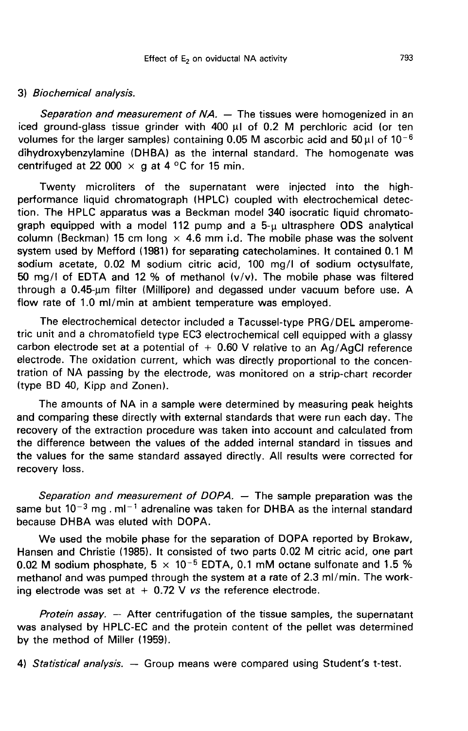### 3) *Biochemical analysis.*

*Separation and measurement of NA.* — The tissues were homogenized in an iced ground-glass tissue grinder with 400 µl of 0.2 M perchloric acid (or ten volumes for the larger samples) containing 0.05 M ascorbic acid and 50 µl of $10^{-6}$ dihydroxybenzylamine (DHBA) as the internal standard. The homogenate was centrifuged at 22 000 × g at 4 °C for 15 min.

Twenty microliters of the supernatant were injected into the high-performance liquid chromatograph (HPLC) coupled with electrochemical detection. The HPLC apparatus was a Beckman model 340 isocratic liquid chromatograph equipped with a model 112 pump and a 5-µ ultrasphere ODS analytical column (Beckman) 15 cm long × 4.6 mm i.d. The mobile phase was the solvent system used by Mefford (1981) for separating catecholamines. It contained 0.1 M sodium acetate, 0.02 M sodium citric acid, 100 mg/l of sodium octysulfate, 50 mg/l of EDTA and 12 % of methanol (v/v). The mobile phase was filtered through a 0.45-µm filter (Millipore) and degassed under vacuum before use. A flow rate of 1.0 ml/min at ambient temperature was employed.

The electrochemical detector included a Tacussel-type PRG/DEL amperometric unit and a chromatofield type EC3 electrochemical cell equipped with a glassy carbon electrode set at a potential of + 0.60 V relative to an Ag/AgCl reference electrode. The oxidation current, which was directly proportional to the concentration of NA passing by the electrode, was monitored on a strip-chart recorder (type BD 40, Kipp and Zonen).

The amounts of NA in a sample were determined by measuring peak heights and comparing these directly with external standards that were run each day. The recovery of the extraction procedure was taken into account and calculated from the difference between the values of the added internal standard in tissues and the values for the same standard assayed directly. All results were corrected for recovery loss.

*Separation and measurement of DOPA.* — The sample preparation was the same but $10^{-3}$ mg . ml$^{-1}$ adrenaline was taken for DHBA as the internal standard because DHBA was eluted with DOPA.

We used the mobile phase for the separation of DOPA reported by Brokaw, Hansen and Christie (1985). It consisted of two parts 0.02 M citric acid, one part 0.02 M sodium phosphate, $5 \times 10^{-5}$ EDTA, 0.1 mM octane sulfonate and 1.5 % methanol and was pumped through the system at a rate of 2.3 ml/min. The working electrode was set at + 0.72 V *vs* the reference electrode.

*Protein assay.* — After centrifugation of the tissue samples, the supernatant was analysed by HPLC-EC and the protein content of the pellet was determined by the method of Miller (1959).

### 4) *Statistical analysis.*

— Group means were compared using Student's t-test.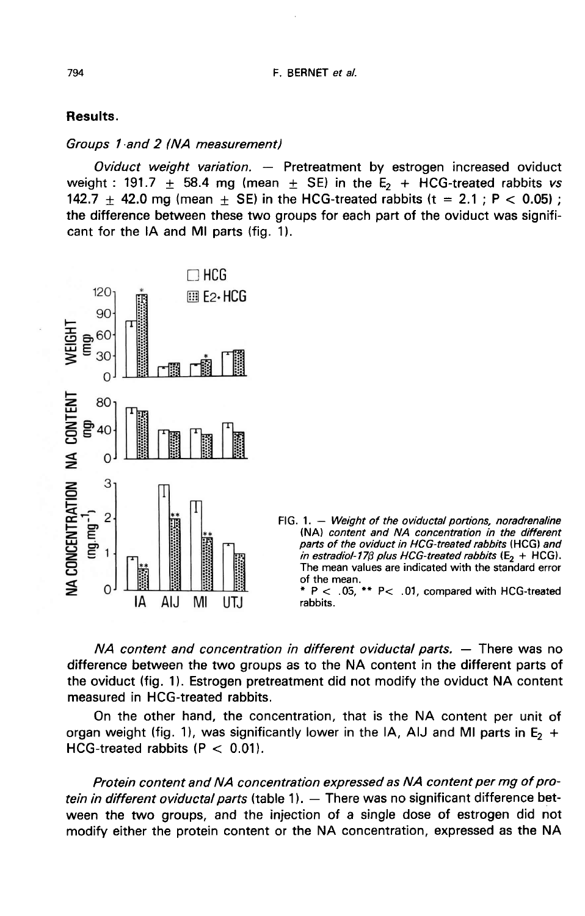## Results.

### *Groups 1 and 2 (NA measurement)*

*Oviduct weight variation.* — Pretreatment by estrogen increased oviduct weight : 191.7 ± 58.4 mg (mean ± SE) in the $E_2$ + HCG-treated rabbits *vs* 142.7 ± 42.0 mg (mean ± SE) in the HCG-treated rabbits ($t = 2.1$ ; $P < 0.05$) ; the difference between these two groups for each part of the oviduct was significant for the IA and MI parts (fig. 1).

FIG. 1. — *Weight of the oviductal portions, noradrenaline (NA) content and NA concentration in the different parts of the oviduct in HCG-treated rabbits* (HCG) *and in estradiol-17β plus HCG-treated rabbits* ($E_2$ + HCG). The mean values are indicated with the standard error of the mean.
* $P < .05$, ** $P < .01$, compared with HCG-treated rabbits.

*NA content and concentration in different oviductal parts.* — There was no difference between the two groups as to the NA content in the different parts of the oviduct (fig. 1). Estrogen pretreatment did not modify the oviduct NA content measured in HCG-treated rabbits.

On the other hand, the concentration, that is the NA content per unit of organ weight (fig. 1), was significantly lower in the IA, AIJ and MI parts in $E_2$ + HCG-treated rabbits ($P < 0.01$).

*Protein content and NA concentration expressed as NA content per mg of protein in different oviductal parts* (table 1). — There was no significant difference between the two groups, and the injection of a single dose of estrogen did not modify either the protein content or the NA concentration, expressed as the NA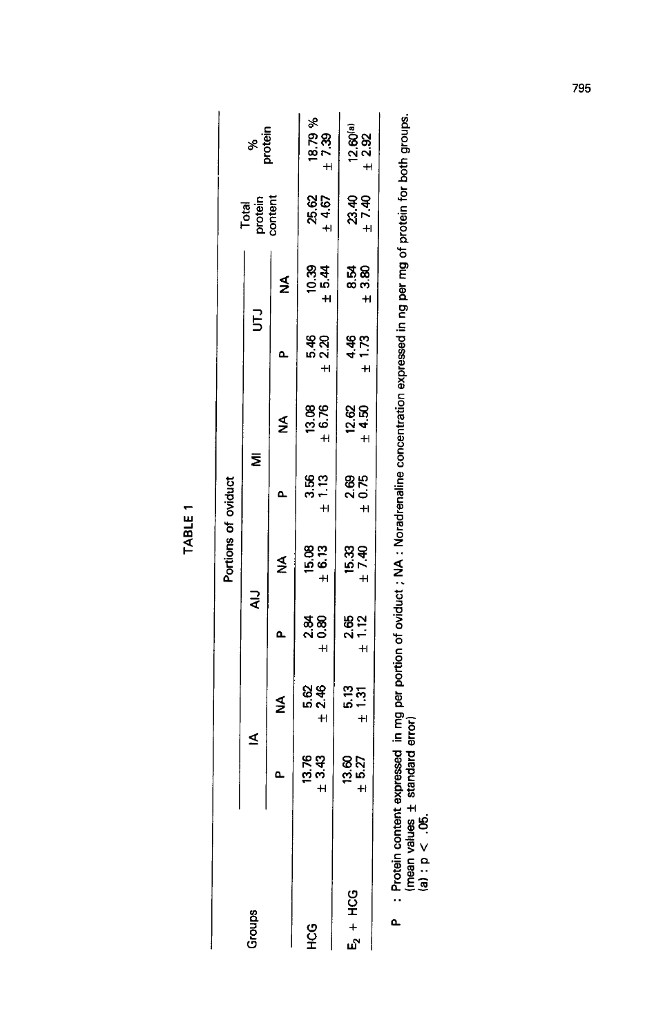**TABLE 1**

| Groups | Portions of oviduct | | | | | | | | Total protein content | % protein |
|---|---|---|---|---|---|---|---|---|---|---|
| | IA | | AIJ | | MI | | UTJ | | | |
| | P | NA | P | NA | P | NA | P | NA | | |
| HCG | 13.76 ± 3.43 | 5.62 ± 2.46 | 2.84 ± 0.80 | 15.08 ± 6.13 | 3.56 ± 1.13 | 13.08 ± 6.76 | 5.46 ± 2.20 | 10.39 ± 5.44 | 25.62 ± 4.67 | 18.79 % ± 7.39 |
| $E_2$ + HCG | 13.60 ± 5.27 | 5.13 ± 1.31 | 2.65 ± 1.12 | 15.33 ± 7.40 | 2.69 ± 0.75 | 12.62 ± 4.50 | 4.46 ± 1.73 | 8.54 ± 3.80 | 23.40 ± 7.40 | 12.60[(a)] ± 2.92 |

P : Protein content expressed in mg per portion of oviduct ; NA : Noradrenaline concentration expressed in ng per mg of protein for both groups. (mean values ± standard error)
(a) : $p < .05$.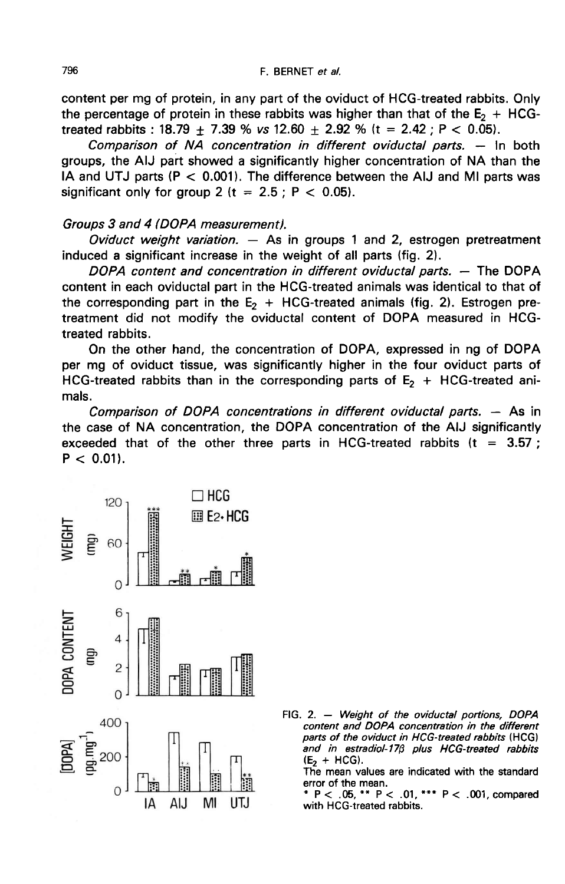content per mg of protein, in any part of the oviduct of HCG-treated rabbits. Only the percentage of protein in these rabbits was higher than that of the $E_2$ + HCG-treated rabbits : 18.79 ± 7.39 % *vs* 12.60 ± 2.92 % ($t = 2.42$ ; $P < 0.05$).

*Comparison of NA concentration in different oviductal parts.* — In both groups, the AIJ part showed a significantly higher concentration of NA than the IA and UTJ parts ($P < 0.001$). The difference between the AIJ and MI parts was significant only for group 2 ($t = 2.5$ ; $P < 0.05$).

*Groups 3 and 4 (DOPA measurement).*

*Oviduct weight variation.* — As in groups 1 and 2, estrogen pretreatment induced a significant increase in the weight of all parts (fig. 2).

*DOPA content and concentration in different oviductal parts.* — The DOPA content in each oviductal part in the HCG-treated animals was identical to that of the corresponding part in the $E_2$ + HCG-treated animals (fig. 2). Estrogen pretreatment did not modify the oviductal content of DOPA measured in HCG-treated rabbits.

On the other hand, the concentration of DOPA, expressed in ng of DOPA per mg of oviduct tissue, was significantly higher in the four oviduct parts of HCG-treated rabbits than in the corresponding parts of $E_2$ + HCG-treated animals.

*Comparison of DOPA concentrations in different oviductal parts.* — As in the case of NA concentration, the DOPA concentration of the AIJ significantly exceeded that of the other three parts in HCG-treated rabbits ($t = 3.57$ ; $P < 0.01$).

FIG. 2. — *Weight of the oviductal portions, DOPA content and DOPA concentration in the different parts of the oviduct in HCG-treated rabbits* (HCG) *and in estradiol-17β plus HCG-treated rabbits* ($E_2$ + HCG).
The mean values are indicated with the standard error of the mean.
* $P < .05$, ** $P < .01$, *** $P < .001$, compared with HCG-treated rabbits.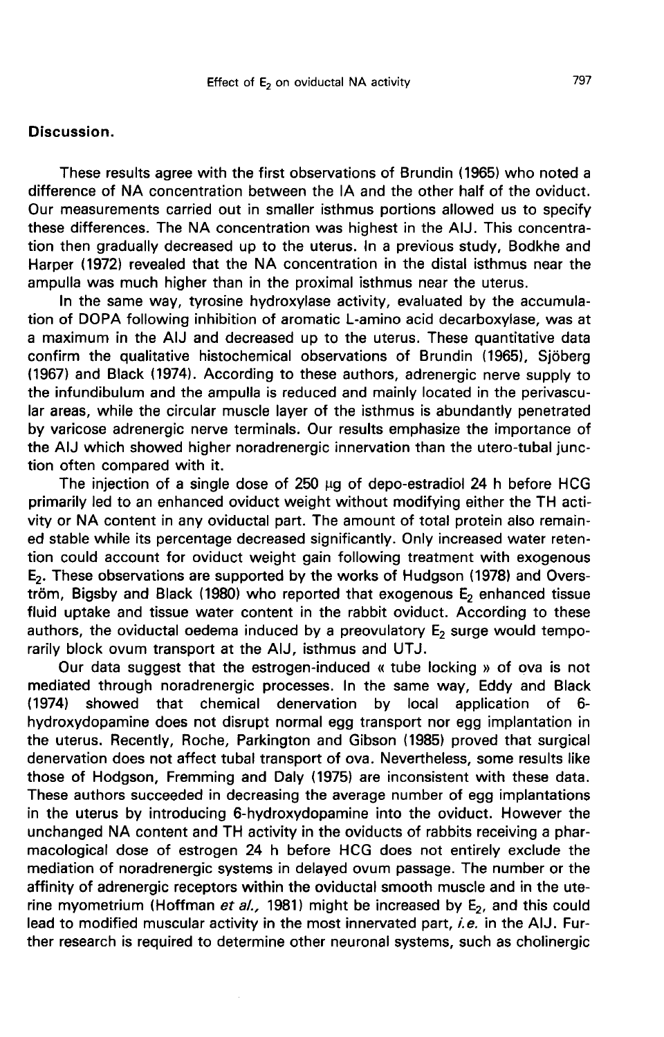## Discussion.

These results agree with the first observations of Brundin (1965) who noted a difference of NA concentration between the IA and the other half of the oviduct. Our measurements carried out in smaller isthmus portions allowed us to specify these differences. The NA concentration was highest in the AIJ. This concentration then gradually decreased up to the uterus. In a previous study, Bodkhe and Harper (1972) revealed that the NA concentration in the distal isthmus near the ampulla was much higher than in the proximal isthmus near the uterus.

In the same way, tyrosine hydroxylase activity, evaluated by the accumulation of DOPA following inhibition of aromatic L-amino acid decarboxylase, was at a maximum in the AIJ and decreased up to the uterus. These quantitative data confirm the qualitative histochemical observations of Brundin (1965), Sjöberg (1967) and Black (1974). According to these authors, adrenergic nerve supply to the infundibulum and the ampulla is reduced and mainly located in the perivascular areas, while the circular muscle layer of the isthmus is abundantly penetrated by varicose adrenergic nerve terminals. Our results emphasize the importance of the AIJ which showed higher noradrenergic innervation than the utero-tubal junction often compared with it.

The injection of a single dose of 250 µg of depo-estradiol 24 h before HCG primarily led to an enhanced oviduct weight without modifying either the TH activity or NA content in any oviductal part. The amount of total protein also remained stable while its percentage decreased significantly. Only increased water retention could account for oviduct weight gain following treatment with exogenous $E_2$. These observations are supported by the works of Hudgson (1978) and Overström, Bigsby and Black (1980) who reported that exogenous $E_2$ enhanced tissue fluid uptake and tissue water content in the rabbit oviduct. According to these authors, the oviductal oedema induced by a preovulatory $E_2$ surge would temporarily block ovum transport at the AIJ, isthmus and UTJ.

Our data suggest that the estrogen-induced « tube locking » of ova is not mediated through noradrenergic processes. In the same way, Eddy and Black (1974) showed that chemical denervation by local application of 6-hydroxydopamine does not disrupt normal egg transport nor egg implantation in the uterus. Recently, Roche, Parkington and Gibson (1985) proved that surgical denervation does not affect tubal transport of ova. Nevertheless, some results like those of Hodgson, Fremming and Daly (1975) are inconsistent with these data. These authors succeeded in decreasing the average number of egg implantations in the uterus by introducing 6-hydroxydopamine into the oviduct. However the unchanged NA content and TH activity in the oviducts of rabbits receiving a pharmacological dose of estrogen 24 h before HCG does not entirely exclude the mediation of noradrenergic systems in delayed ovum passage. The number or the affinity of adrenergic receptors within the oviductal smooth muscle and in the uterine myometrium (Hoffman *et al.,* 1981) might be increased by $E_2$, and this could lead to modified muscular activity in the most innervated part, *i.e.* in the AIJ. Further research is required to determine other neuronal systems, such as cholinergic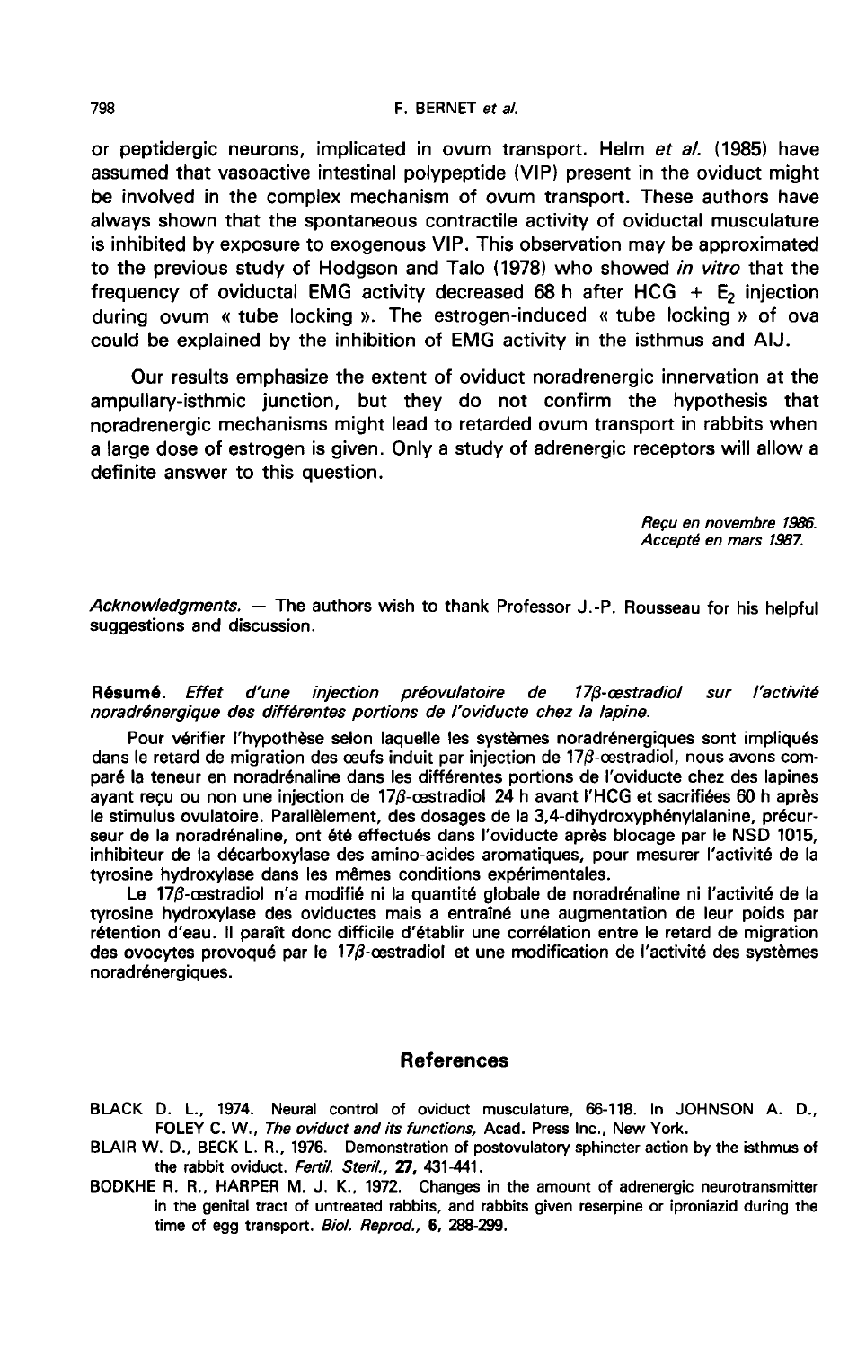or peptidergic neurons, implicated in ovum transport. Helm *et al.* (1985) have assumed that vasoactive intestinal polypeptide (VIP) present in the oviduct might be involved in the complex mechanism of ovum transport. These authors have always shown that the spontaneous contractile activity of oviductal musculature is inhibited by exposure to exogenous VIP. This observation may be approximated to the previous study of Hodgson and Talo (1978) who showed *in vitro* that the frequency of oviductal EMG activity decreased 68 h after HCG + $E_2$ injection during ovum « tube locking ». The estrogen-induced « tube locking » of ova could be explained by the inhibition of EMG activity in the isthmus and AIJ.

Our results emphasize the extent of oviduct noradrenergic innervation at the ampullary-isthmic junction, but they do not confirm the hypothesis that noradrenergic mechanisms might lead to retarded ovum transport in rabbits when a large dose of estrogen is given. Only a study of adrenergic receptors will allow a definite answer to this question.

*Reçu en novembre 1986.*
*Accepté en mars 1987.*

*Acknowledgments.* — The authors wish to thank Professor J.-P. Rousseau for his helpful suggestions and discussion.

**Résumé.** *Effet d'une injection préovulatoire de 17β-œstradiol sur l'activité noradrénergique des différentes portions de l'oviducte chez la lapine.*

Pour vérifier l'hypothèse selon laquelle les systèmes noradrénergiques sont impliqués dans le retard de migration des œufs induit par injection de 17β-œstradiol, nous avons comparé la teneur en noradrénaline dans les différentes portions de l'oviducte chez des lapines ayant reçu ou non une injection de 17β-œstradiol 24 h avant l'HCG et sacrifiées 60 h après le stimulus ovulatoire. Parallèlement, des dosages de la 3,4-dihydroxyphénylalanine, précurseur de la noradrénaline, ont été effectués dans l'oviducte après blocage par le NSD 1015, inhibiteur de la décarboxylase des amino-acides aromatiques, pour mesurer l'activité de la tyrosine hydroxylase dans les mêmes conditions expérimentales.

Le 17β-œstradiol n'a modifié ni la quantité globale de noradrénaline ni l'activité de la tyrosine hydroxylase des oviductes mais a entraîné une augmentation de leur poids par rétention d'eau. Il paraît donc difficile d'établir une corrélation entre le retard de migration des ovocytes provoqué par le 17β-œstradiol et une modification de l'activité des systèmes noradrénergiques.

## References

BLACK D. L., 1974. Neural control of oviduct musculature, 66-118. In JOHNSON A. D., FOLEY C. W., *The oviduct and its functions*, Acad. Press Inc., New York.

BLAIR W. D., BECK L. R., 1976. Demonstration of postovulatory sphincter action by the isthmus of the rabbit oviduct. *Fertil. Steril.*, **27**, 431-441.

BODKHE R. R., HARPER M. J. K., 1972. Changes in the amount of adrenergic neurotransmitter in the genital tract of untreated rabbits, and rabbits given reserpine or iproniazid during the time of egg transport. *Biol. Reprod.*, **6**, 288-299.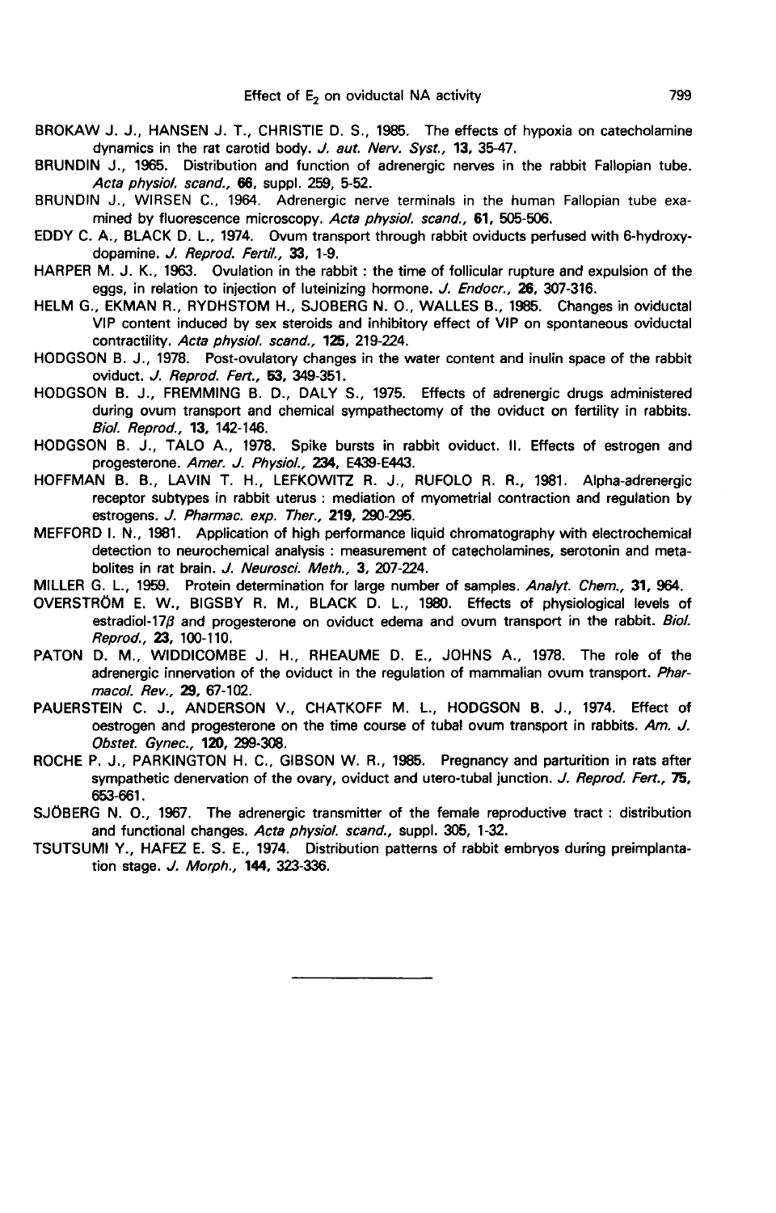BROKAW J. J., HANSEN J. T., CHRISTIE D. S., 1985. The effects of hypoxia on catecholamine dynamics in the rat carotid body. *J. aut. Nerv. Syst.*, **13**, 35-47.

BRUNDIN J., 1965. Distribution and function of adrenergic nerves in the rabbit Fallopian tube. *Acta physiol. scand.*, **66**, suppl. 259, 5-52.

BRUNDIN J., WIRSEN C., 1964. Adrenergic nerve terminals in the human Fallopian tube examined by fluorescence microscopy. *Acta physiol. scand.*, **61**, 505-506.

EDDY C. A., BLACK D. L., 1974. Ovum transport through rabbit oviducts perfused with 6-hydroxydopamine. *J. Reprod. Fertil.*, **33**, 1-9.

HARPER M. J. K., 1963. Ovulation in the rabbit : the time of follicular rupture and expulsion of the eggs, in relation to injection of luteinizing hormone. *J. Endocr.*, **26**, 307-316.

HELM G., EKMAN R., RYDHSTOM H., SJOBERG N. O., WALLES B., 1985. Changes in oviductal VIP content induced by sex steroids and inhibitory effect of VIP on spontaneous oviductal contractility. *Acta physiol. scand.*, **125**, 219-224.

HODGSON B. J., 1978. Post-ovulatory changes in the water content and inulin space of the rabbit oviduct. *J. Reprod. Fert.*, **53**, 349-351.

HODGSON B. J., FREMMING B. D., DALY S., 1975. Effects of adrenergic drugs administered during ovum transport and chemical sympathectomy of the oviduct on fertility in rabbits. *Biol. Reprod.*, **13**, 142-146.

HODGSON B. J., TALO A., 1978. Spike bursts in rabbit oviduct. II. Effects of estrogen and progesterone. *Amer. J. Physiol.*, **234**, E439-E443.

HOFFMAN B. B., LAVIN T. H., LEFKOWITZ R. J., RUFOLO R. R., 1981. Alpha-adrenergic receptor subtypes in rabbit uterus : mediation of myometrial contraction and regulation by estrogens. *J. Pharmac. exp. Ther.*, **219**, 290-295.

MEFFORD I. N., 1981. Application of high performance liquid chromatography with electrochemical detection to neurochemical analysis : measurement of catecholamines, serotonin and metabolites in rat brain. *J. Neurosci. Meth.*, **3**, 207-224.

MILLER G. L., 1959. Protein determination for large number of samples. *Analyt. Chem.*, **31**, 964.

OVERSTRÖM E. W., BIGSBY R. M., BLACK D. L., 1980. Effects of physiological levels of estradiol-17$\beta$ and progesterone on oviduct edema and ovum transport in the rabbit. *Biol. Reprod.*, **23**, 100-110.

PATON D. M., WIDDICOMBE J. H., RHEAUME D. E., JOHNS A., 1978. The role of the adrenergic innervation of the oviduct in the regulation of mammalian ovum transport. *Pharmacol. Rev.*, **29**, 67-102.

PAUERSTEIN C. J., ANDERSON V., CHATKOFF M. L., HODGSON B. J., 1974. Effect of oestrogen and progesterone on the time course of tubal ovum transport in rabbits. *Am. J. Obstet. Gynec.*, **120**, 299-308.

ROCHE P. J., PARKINGTON H. C., GIBSON W. R., 1985. Pregnancy and parturition in rats after sympathetic denervation of the ovary, oviduct and utero-tubal junction. *J. Reprod. Fert.*, **75**, 653-661.

SJÖBERG N. O., 1967. The adrenergic transmitter of the female reproductive tract : distribution and functional changes. *Acta physiol. scand.*, suppl. 305, 1-32.

TSUTSUMI Y., HAFEZ E. S. E., 1974. Distribution patterns of rabbit embryos during preimplantation stage. *J. Morph.*, **144**, 323-336.